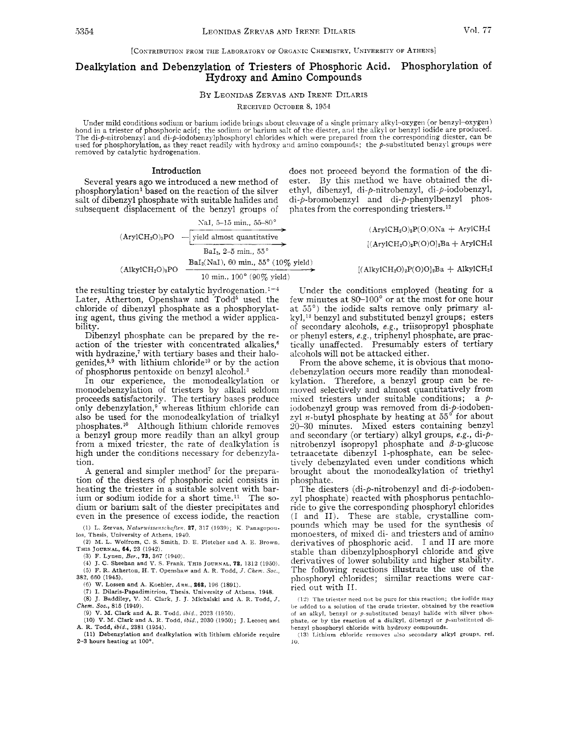[Contribution from the Laboratory of Organic Chemistry, University of Athens]

# Dealkylation and Debenzylation of Triesters of Phosphoric Acid. Phosphorylation of Hydroxy and Amino Compounds

By Leonidas Zervas and Irene Dilaris

Received October 8, 1954

Under mild conditions sodium or barium iodide brings about cleavage of a single primary alkyl–oxygen (or benzyl–oxygen) bond in a triester of phosphoric acid; the sodium or barium salt of the diester, and the alkyl or benzyl iodide are produced. The di-*p*-nitrobenzyl and di-*p*-iodobenzylphosphoryl chlorides which were prepared from the corresponding diester, can be used for phosphorylation, as they react readily with hydroxy and amino compounds; the *p*-substituted benzyl groups were removed by catalytic hydrogenation.

## Introduction

Several years ago we introduced a new method of phosphorylation[1] based on the reaction of the silver salt of dibenzyl phosphate with suitable halides and subsequent displacement of the benzyl groups of the resulting triester by catalytic hydrogenation.[1-4] Later, Atherton, Openshaw and Todd[5] used the chloride of dibenzyl phosphate as a phosphorylating agent, thus giving the method a wider applicability.

Dibenzyl phosphate can be prepared by the reaction of the triester with concentrated alkalies,[6] with hydrazine,[7] with tertiary bases and their halogenides,[8,9] with lithium chloride[10] or by the action of phosphorus pentoxide on benzyl alcohol.[3]

In our experience, the monodealkylation or monodebenzylation of triesters by alkali seldom proceeds satisfactorily. The tertiary bases produce only debenzylation,[9] whereas lithium chloride can also be used for the monodealkylation of trialkyl phosphates.[10] Although lithium chloride removes a benzyl group more readily than an alkyl group from a mixed triester, the rate of dealkylation is high under the conditions necessary for debenzylation.

A general and simpler method[7] for the preparation of the diesters of phosphoric acid consists in heating the triester in a suitable solvent with barium or sodium iodide for a short time.[11] The sodium or barium salt of the diester precipitates and even in the presence of excess iodide, the reaction does not proceed beyond the formation of the diester. By this method we have obtained the diethyl, dibenzyl, di-*p*-nitrobenzyl, di-*p*-iodobenzyl, di-*p*-bromobenzyl and di-*p*-phenylbenzyl phosphates from the corresponding triesters.[12]

$$(ArylCH_2O)_3PO \xrightarrow{\text{NaI, 5–15 min., 55–80°}} (ArylCH_2O)_2P(O)ONa + ArylCH_2I$$

$$(ArylCH_2O)_3PO \xrightarrow{\text{BaI}_2\text{, 2–5 min., 55°}} [(ArylCH_2O)_2P(O)O]_2Ba + ArylCH_2I \quad \text{(yield almost quantitative)}$$

$$(AlkylCH_2O)_3PO \xrightarrow[\text{10 min., 100° (90\% yield)}]{\text{BaI}_2\text{(NaI), 60 min., 55° (10\% yield)}} [(AlkylCH_2O)_2P(O)O]_2Ba + AlkylCH_2I$$

Under the conditions employed (heating for a few minutes at 80–100° or at the most for one hour at 55°) the iodide salts remove only primary alkyl,[13] benzyl and substituted benzyl groups; esters of secondary alcohols, *e.g.*, triisopropyl phosphate or phenyl esters, *e.g.*, triphenyl phosphate, are practically unaffected. Presumably esters of tertiary alcohols will not be attacked either.

From the above scheme, it is obvious that monodebenzylation occurs more readily than monodealkylation. Therefore, a benzyl group can be removed selectively and almost quantitatively from mixed triesters under suitable conditions; a *p*-iodobenzyl group was removed from di-*p*-iodobenzyl *n*-butyl phosphate by heating at 55° for about 20–30 minutes. Mixed esters containing benzyl and secondary (or tertiary) alkyl groups, *e.g.*, di-*p*-nitrobenzyl isopropyl phosphate and β-D-glucose tetraacetate dibenzyl 1-phosphate, can be selectively debenzylated even under conditions which brought about the monodealkylation of triethyl phosphate.

The diesters (di-*p*-nitrobenzyl and di-*p*-iodobenzyl phosphate) reacted with phosphorus pentachloride to give the corresponding phosphoryl chlorides (I and II). These are stable, crystalline compounds which may be used for the synthesis of monoesters, of mixed di- and triesters and of amino derivatives of phosphoric acid. I and II are more stable than dibenzylphosphoryl chloride and give derivatives of lower solubility and higher stability. The following reactions illustrate the use of the phosphoryl chlorides; similar reactions were carried out with II.

(1) L. Zervas, *Naturwissenschaften*, **27**, 317 (1939); K. Panagopoulos, Thesis, University of Athens, 1940.

(2) M. L. Wolfrom, C. S. Smith, D. E. Pletcher and A. E. Brown, This Journal, **64**, 23 (1942).

(3) F. Lynen, *Ber.*, **73**, 367 (1940).

(4) J. C. Sheehan and V. S. Frank, This Journal, **72**, 1312 (1950).

(5) F. R. Atherton, H. T. Openshaw and A. R. Todd, *J. Chem. Soc.*, 382, 660 (1945).

(6) W. Lossen and A. Koehler, *Ann.*, **262**, 196 (1891).

(7) I. Dilaris-Papadimitriou, Thesis, University of Athens, 1948.

(8) J. Baddiley, V. M. Clark, J. J. Michalski and A. R. Todd, *J. Chem. Soc.*, 815 (1949).

(9) V. M. Clark and A. R. Todd, *ibid.*, 2023 (1950).

(10) V. M. Clark and A. R. Todd, *ibid.*, 2030 (1950); J. Lecocq and A. R. Todd, *ibid.*, 2381 (1954).

(11) Debenzylation and dealkylation with lithium chloride require 2–3 hours heating at 100°.

(12) The triester need not be pure for this reaction; the iodide may be added to a solution of the crude triester, obtained by the reaction of an alkyl, benzyl or *p*-substituted benzyl halide with silver phosphate, or by the reaction of a dialkyl, dibenzyl or *p*-substituted dibenzyl phosphoryl chloride with hydroxy compounds.

(13) Lithium chloride removes also secondary alkyl groups, ref. 10.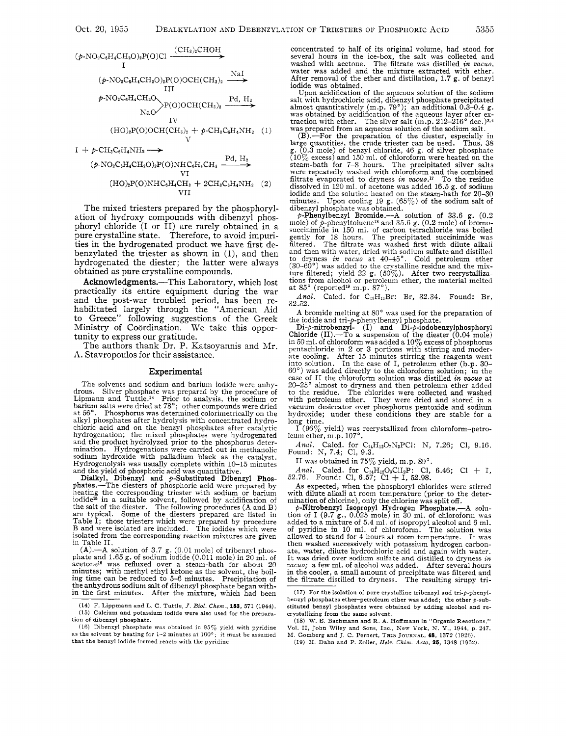$$(p\text{-}NO_2C_6H_4CH_2O)_2P(O)Cl \xrightarrow{(CH_3)_2CHOH}$$
I

$$(p\text{-}NO_2C_6H_4CH_2O)_2P(O)OCH(CH_3)_2 \xrightarrow{NaI}$$
III

$$\begin{matrix} p\text{-}NO_2C_6H_4CH_2O \\ NaO \end{matrix} \rangle P(O)OCH(CH_3)_2 \xrightarrow{Pd,\ H_2}$$
IV

$$(HO)_2P(O)OCH(CH_3)_2 + p\text{-}CH_3C_6H_4NH_2 \quad (1)$$
V

$$I + p\text{-}CH_3C_6H_4NH_2 \longrightarrow$$

$$(p\text{-}NO_2C_6H_4CH_2O)_2P(O)NHC_6H_4CH_3 \xrightarrow{Pd,\ H_2}$$
VI

$$(HO)_2P(O)NHC_6H_4CH_3 + 2CH_3C_6H_4NH_2 \quad (2)$$
VII

The mixed triesters prepared by the phosphorylation of hydroxy compounds with dibenzyl phosphoryl chloride (I or II) are rarely obtained in a pure crystalline state. Therefore, to avoid impurities in the hydrogenated product we have first debenzylated the triester as shown in (1), and then hydrogenated the diester; the latter were always obtained as pure crystalline compounds.

**Acknowledgments.**—This Laboratory, which lost practically its entire equipment during the war and the post-war troubled period, has been rehabilitated largely through the "American Aid to Greece" following suggestions of the Greek Ministry of Coördination. We take this opportunity to express our gratitude.

The authors thank Dr. P. Katsoyannis and Mr. A. Stavropoulos for their assistance.

## Experimental

The solvents and sodium and barium iodide were anhydrous. Silver phosphate was prepared by the procedure of Lipmann and Tuttle.[14] Prior to analysis, the sodium or barium salts were dried at 78°; other compounds were dried at 56°. Phosphorus was determined colorimetrically on the alkyl phosphates after hydrolysis with concentrated hydrochloric acid and on the benzyl phosphates after catalytic hydrogenation; the mixed phosphates were hydrogenated and the product hydrolyzed prior to the phosphorus determination. Hydrogenations were carried out in methanolic sodium hydroxide with palladium black as the catalyst. Hydrogenolysis was usually complete within 10–15 minutes and the yield of phosphoric acid was quantitative.

**Dialkyl, Dibenzyl and *p*-Substituted Dibenzyl Phosphates.**—The diesters of phosphoric acid were prepared by heating the corresponding triester with sodium or barium iodide[15] in a suitable solvent, followed by acidification of the salt of the diester. The following procedures (A and B) are typical. Some of the diesters prepared are listed in Table I; those triesters which were prepared by procedure B and were isolated are included. The iodides which were isolated from the corresponding reaction mixtures are given in Table II.

(A).—A solution of 3.7 g. (0.01 mole) of tribenzyl phosphate and 1.65 g. of sodium iodide (0.011 mole) in 20 ml. of acetone[16] was refluxed over a steam-bath for about 20 minutes; with methyl ethyl ketone as the solvent, the boiling time can be reduced to 5–6 minutes. Precipitation of the anhydrous sodium salt of dibenzyl phosphate began within the first minutes. After the mixture, which had been concentrated to half of its original volume, had stood for several hours in the ice-box, the salt was collected and washed with acetone. The filtrate was distilled *in vacuo*, water was added and the mixture extracted with ether. After removal of the ether and distillation, 1.7 g. of benzyl iodide was obtained.

Upon acidification of the aqueous solution of the sodium salt with hydrochloric acid, dibenzyl phosphate precipitated almost quantitatively (m.p. 79°); an additional 0.3–0.4 g. was obtained by acidification of the aqueous layer after extraction with ether. The silver salt (m.p. 212–216° dec.)[3,4] was prepared from an aqueous solution of the sodium salt.

(B).—For the preparation of the diester, especially in large quantities, the crude triester can be used. Thus, 38 g. (0.3 mole) of benzyl chloride, 46 g. of silver phosphate (10% excess) and 150 ml. of chloroform were heated on the steam-bath for 7–8 hours. The precipitated silver salts were repeatedly washed with chloroform and the combined filtrate evaporated to dryness *in vacuo*.[17] To the residue dissolved in 120 ml. of acetone was added 16.5 g. of sodium iodide and the solution heated on the steam-bath for 20–30 minutes. Upon cooling 19 g. (65%) of the sodium salt of dibenzyl phosphate was obtained.

***p*-Phenylbenzyl Bromide.**—A solution of 33.6 g. (0.2 mole) of *p*-phenyltoluene[18] and 35.6 g. (0.2 mole) of bromosuccinimide in 150 ml. of carbon tetrachloride was boiled gently for 18 hours. The precipitated succinimide was filtered. The filtrate was washed first with dilute alkali and then with water, dried with sodium sulfate and distilled to dryness *in vacuo* at 40–45°. Cold petroleum ether (30–60°) was added to the crystalline residue and the mixture filtered; yield 22 g. (50%). After two recrystallizations from alcohol or petroleum ether, the material melted at 85° (reported[19] m.p. 87°).

*Anal.* Calcd. for $C_{13}H_{11}Br$: Br, 32.34. Found: Br, 32.52.

A bromide melting at 80° was used for the preparation of the iodide and tri-*p*-phenylbenzyl phosphate.

**Di-*p*-nitrobenzyl- (I) and Di-*p*-iodobenzylphosphoryl Chloride (II).**—To a suspension of the diester (0.04 mole) in 50 ml. of chloroform was added a 10% excess of phosphorus pentachloride in 2 or 3 portions with stirring and moderate cooling. After 15 minutes stirring the reagents went into solution. In the case of I, petroleum ether (b.p. 30–60°) was added directly to the chloroform solution; in the case of II the chloroform solution was distilled *in vacuo* at 20–25° almost to dryness and then petroleum ether added to the residue. The chlorides were collected and washed with petroleum ether. They were dried and stored in a vacuum desiccator over phosphorus pentoxide and sodium hydroxide; under these conditions they are stable for a long time.

I (96% yield) was recrystallized from chloroform–petroleum ether, m.p. 107°.

*Anal.* Calcd. for $C_{14}H_{12}O_7N_2PCl$: N, 7.26; Cl, 9.16. Found: N, 7.4; Cl, 9.3.

II was obtained in 75% yield, m.p. 89°.

*Anal.* Calcd. for $C_{14}H_{12}O_3ClI_2P$: Cl, 6.46; Cl + I, 52.76. Found: Cl, 6.57; Cl + I, 52.98.

As expected, when the phosphoryl chlorides were stirred with dilute alkali at room temperature (prior to the determination of chlorine), only the chlorine was split off.

***p*-Nitrobenzyl Isopropyl Hydrogen Phosphate.**—A solution of I (9.7 g., 0.025 mole) in 30 ml. of chloroform was added to a mixture of 5.4 ml. of isopropyl alcohol and 6 ml. of pyridine in 10 ml. of chloroform. The solution was allowed to stand for 4 hours at room temperature. It was then washed successively with potassium hydrogen carbonate, water, dilute hydrochloric acid and again with water. It was dried over sodium sulfate and distilled to dryness *in vacuo*; a few ml. of alcohol was added. After several hours in the cooler, a small amount of precipitate was filtered and the filtrate distilled to dryness. The resulting sirupy tri-

---

(14) F. Lippmann and L. C. Tuttle, *J. Biol. Chem.*, **153**, 571 (1944).

(15) Calcium and potassium iodide were also used for the preparation of dibenzyl phosphate.

(16) Dibenzyl phosphate was obtained in 95% yield with pyridine as the solvent by heating for 1–2 minutes at 100°; it must be assumed that the benzyl iodide formed reacts with the pyridine.

(17) For the isolation of pure crystalline tribenzyl and tri-*p*-phenylbenzyl phosphates ether–petroleum ether was added; the other *p*-substituted benzyl phosphates were obtained by adding alcohol and recrystallizing from the same solvent.

(18) W. E. Bachmann and R. A. Hoffmann in "Organic Reactions," Vol. II, John Wiley and Sons, Inc., New York, N. Y., 1944, p. 247. M. Gomberg and J. C. Pernert, This Journal, **48**, 1372 (1926).

(19) H. Dahn and P. Zoller, *Helv. Chim. Acta*, **35**, 1348 (1952).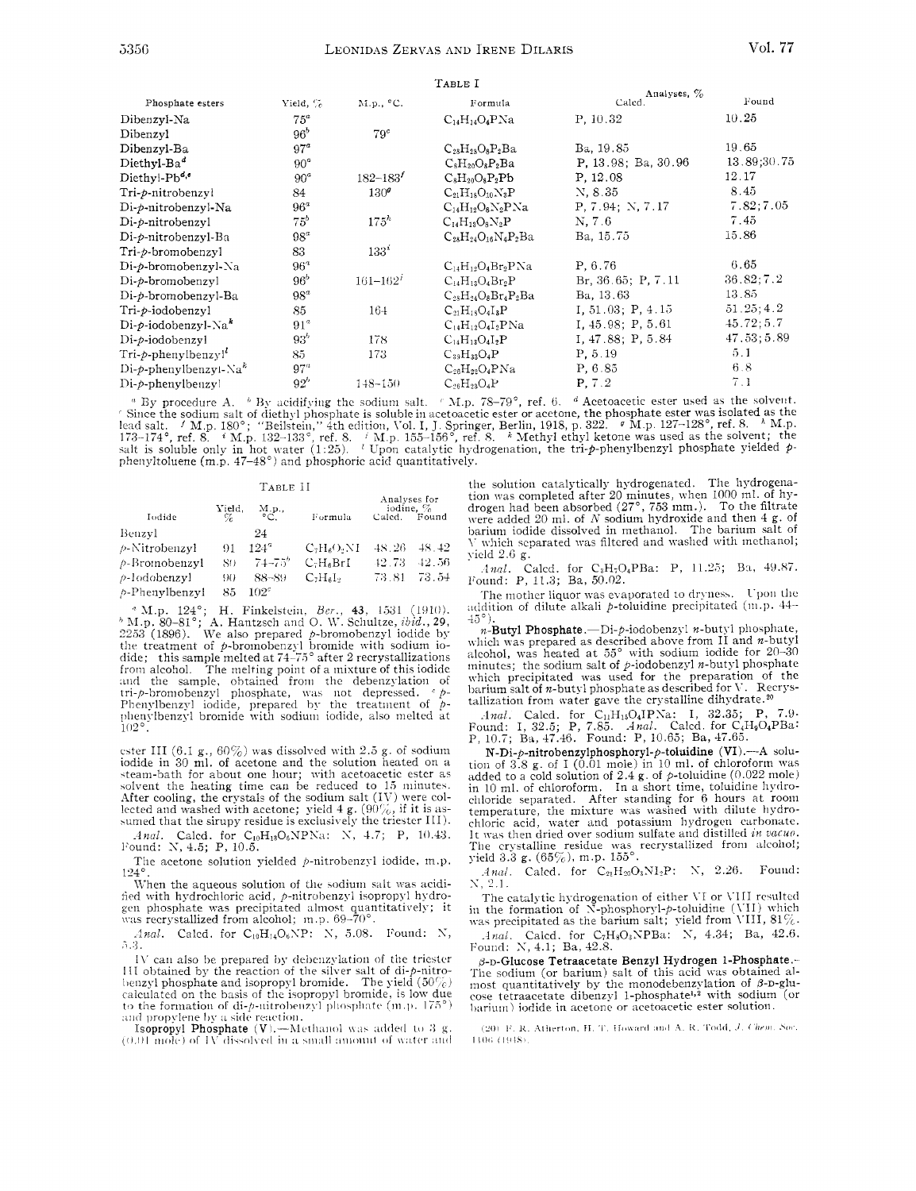TABLE I

| Phosphate esters | Yield, % | M.p., °C. | Formula | Analyses, % Calcd. | Found |
|---|---|---|---|---|---|
| Dibenzyl-Na | 75[a] | | $C_{14}H_{14}O_4PNa$ | P, 10.32 | 10.25 |
| Dibenzyl | 96[b] | 79[c] | | | |
| Dibenzyl-Ba | 97[a] | | $C_{28}H_{28}O_8P_2Ba$ | Ba, 19.85 | 19.65 |
| Diethyl-Ba[d] | 90[a] | | $C_8H_{20}O_8P_2Ba$ | P, 13.98; Ba, 30.96 | 13.89;30.75 |
| Diethyl-Pb[d,e] | 90[a] | 182–183[f] | $C_8H_{20}O_8P_2Pb$ | P, 12.08 | 12.17 |
| Tri-*p*-nitrobenzyl | 84 | 130[g] | $C_{21}H_{18}O_{10}N_3P$ | N, 8.35 | 8.45 |
| Di-*p*-nitrobenzyl-Na | 96[a] | | $C_{14}H_{12}O_8N_2PNa$ | P, 7.94; N, 7.17 | 7.82;7.05 |
| Di-*p*-nitrobenzyl | 75[b] | 175[h] | $C_{14}H_{13}O_8N_2P$ | N, 7.6 | 7.45 |
| Di-*p*-nitrobenzyl-Ba | 98[a] | | $C_{28}H_{24}O_{16}N_4P_2Ba$ | Ba, 15.75 | 15.86 |
| Tri-*p*-bromobenzyl | 83 | 133[i] | | | |
| Di-*p*-bromobenzyl-Na | 96[a] | | $C_{14}H_{12}O_4Br_2PNa$ | P, 6.76 | 6.65 |
| Di-*p*-bromobenzyl | 96[b] | 161–162[j] | $C_{14}H_{13}O_4Br_2P$ | Br, 36.65; P, 7.11 | 36.82;7.2 |
| Di-*p*-bromobenzyl-Ba | 98[a] | | $C_{28}H_{24}O_8Br_4P_2Ba$ | Ba, 13.63 | 13.85 |
| Tri-*p*-iodobenzyl | 85 | 164 | $C_{21}H_{18}O_4I_3P$ | I, 51.03; P, 4.15 | 51.25;4.2 |
| Di-*p*-iodobenzyl-Na[k] | 91[a] | | $C_{14}H_{12}O_4I_2PNa$ | I, 45.98; P, 5.61 | 45.72;5.7 |
| Di-*p*-iodobenzyl | 93[b] | 178 | $C_{14}H_{13}O_4I_2P$ | I, 47.88; P, 5.84 | 47.53;5.89 |
| Tri-*p*-phenylbenzyl[l] | 85 | 173 | $C_{39}H_{33}O_4P$ | P, 5.19 | 5.1 |
| Di-*p*-phenylbenzyl-Na[k] | 97[a] | | $C_{26}H_{22}O_4PNa$ | P, 6.85 | 6.8 |
| Di-*p*-phenylbenzyl | 92[b] | 148–150 | $C_{26}H_{23}O_4P$ | P, 7.2 | 7.1 |

[a] By procedure A. [b] By acidifying the sodium salt. [c] M.p. 78–79°, ref. 6. [d] Acetoacetic ester used as the solvent. [e] Since the sodium salt of diethyl phosphate is soluble in acetoacetic ester or acetone, the phosphate ester was isolated as the lead salt. [f] M.p. 180°; "Beilstein," 4th edition, Vol. I, J. Springer, Berlin, 1918, p. 322. [g] M.p. 127–128°, ref. 8. [h] M.p. 173–174°, ref. 8. [i] M.p. 132–133°, ref. 8. [j] M.p. 155–156°, ref. 8. [k] Methyl ethyl ketone was used as the solvent; the salt is soluble only in hot water (1:25). [l] Upon catalytic hydrogenation, the tri-*p*-phenylbenzyl phosphate yielded *p*-phenyltoluene (m.p. 47–48°) and phosphoric acid quantitatively.

TABLE II

| Iodide | Yield, % | M.p., °C. | Formula | Analyses for iodine, % Calcd. | Found |
|---|---|---|---|---|---|
| Benzyl | | 24 | | | |
| *p*-Nitrobenzyl | 91 | 124[a] | $C_7H_6O_2NI$ | 48.26 | 48.42 |
| *p*-Bromobenzyl | 89 | 74–75[b] | $C_7H_6BrI$ | 42.73 | 42.56 |
| *p*-Iodobenzyl | 90 | 88–89 | $C_7H_6I_2$ | 73.81 | 73.54 |
| *p*-Phenylbenzyl | 85 | 102[c] | | | |

[a] M.p. 124°; H. Finkelstein, *Ber.*, **43**, 1531 (1910). [b] M.p. 80–81°; A. Hantzsch and O. W. Schultze, *ibid.*, **29**, 2253 (1896). We also prepared *p*-bromobenzyl iodide by the treatment of *p*-bromobenzyl bromide with sodium iodide; this sample melted at 74–75° after 2 recrystallizations from alcohol. The melting point of a mixture of this iodide and the sample, obtained from the debenzylation of tri-*p*-bromobenzyl phosphate, was not depressed. [c] *p*-Phenylbenzyl iodide, prepared by the treatment of *p*-phenylbenzyl bromide with sodium iodide, also melted at 102°.

ester III (6.1 g., 60%) was dissolved with 2.5 g. of sodium iodide in 30 ml. of acetone and the solution heated on a steam-bath for about one hour; with acetoacetic ester as solvent the heating time can be reduced to 15 minutes. After cooling, the crystals of the sodium salt (IV) were collected and washed with acetone; yield 4 g. (90%, if it is assumed that the sirupy residue is exclusively the triester III).

*Anal.* Calcd. for $C_{10}H_{13}O_6NPNa$: N, 4.7; P, 10.43. Found: N, 4.5; P, 10.5.

The acetone solution yielded *p*-nitrobenzyl iodide, m.p. 124°.

When the aqueous solution of the sodium salt was acidified with hydrochloric acid, *p*-nitrobenzyl isopropyl hydrogen phosphate was precipitated almost quantitatively; it was recrystallized from alcohol; m.p. 69–70°.

*Anal.* Calcd. for $C_{10}H_{14}O_6NP$: N, 5.08. Found: N, 5.3.

IV can also be prepared by debenzylation of the triester III obtained by the reaction of the silver salt of di-*p*-nitrobenzyl phosphate and isopropyl bromide. The yield (50%) calculated on the basis of the isopropyl bromide, is low due to the formation of di-*p*-nitrobenzyl phosphate (m.p. 175°) and propylene by a side reaction.

**Isopropyl Phosphate (V).**—Methanol was added to 3 g. (0.01 mole) of IV dissolved in a small amount of water and the solution catalytically hydrogenated. The hydrogenation was completed after 20 minutes, when 1000 ml. of hydrogen had been absorbed (27°, 753 mm.). To the filtrate were added 20 ml. of *N* sodium hydroxide and then 4 g. of barium iodide dissolved in methanol. The barium salt of V which separated was filtered and washed with methanol; yield 2.6 g.

*Anal.* Calcd. for $C_3H_7O_4PBa$: P, 11.25; Ba, 49.87. Found: P, 11.3; Ba, 50.02.

The mother liquor was evaporated to dryness. Upon the addition of dilute alkali *p*-toluidine precipitated (m.p. 44–45°).

***n*-Butyl Phosphate.**—Di-*p*-iodobenzyl *n*-butyl phosphate, which was prepared as described above from II and *n*-butyl alcohol, was heated at 55° with sodium iodide for 20–30 minutes; the sodium salt of *p*-iodobenzyl *n*-butyl phosphate which precipitated was used for the preparation of the barium salt of *n*-butyl phosphate as described for V. Recrystallization from water gave the crystalline dihydrate.[20]

*Anal.* Calcd. for $C_{11}H_{15}O_4IPNa$: I, 32.35; P, 7.9. Found: I, 32.5; P, 7.85. *Anal.* Calcd. for $C_4H_9O_4PBa$: P, 10.7; Ba, 47.46. Found: P, 10.65; Ba, 47.65.

**N-Di-*p*-nitrobenzylphosphoryl-*p*-toluidine (VI).**—A solution of 3.8 g. of I (0.01 mole) in 10 ml. of chloroform was added to a cold solution of 2.4 g. of *p*-toluidine (0.022 mole) in 10 ml. of chloroform. In a short time, toluidine hydrochloride separated. After standing for 6 hours at room temperature, the mixture was washed with dilute hydrochloric acid, water and potassium hydrogen carbonate. It was then dried over sodium sulfate and distilled *in vacuo*. The crystalline residue was recrystallized from alcohol; yield 3.3 g. (65%), m.p. 155°.

*Anal.* Calcd. for $C_{21}H_{20}O_5NI_2P$: N, 2.26. Found: N, 2.1.

The catalytic hydrogenation of either VI or VIII resulted in the formation of N-phosphoryl-*p*-toluidine (VII) which was precipitated as the barium salt; yield from VIII, 81%.

*Anal.* Calcd. for $C_7H_8O_3NPBa$: N, 4.34; Ba, 42.6. Found: N, 4.1; Ba, 42.8.

**β-D-Glucose Tetraacetate Benzyl Hydrogen 1-Phosphate.**—The sodium (or barium) salt of this acid was obtained almost quantitatively by the monodebenzylation of β-D-glucose tetraacetate dibenzyl 1-phosphate[1,2] with sodium (or barium) iodide in acetone or acetoacetic ester solution.

(20) F. R. Atherton, H. T. Howard and A. R. Todd, *J. Chem. Soc.*, 1106 (1948).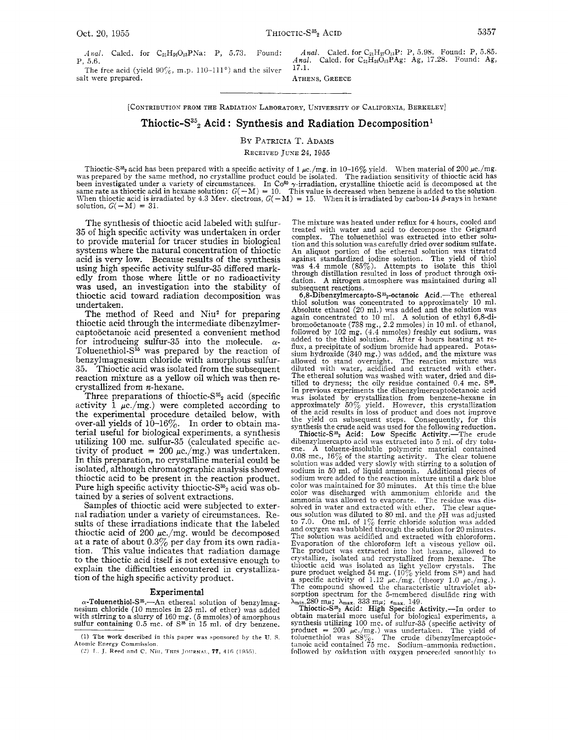*Anal.* Calcd. for $C_{21}H_{26}O_{13}PNa$: P, 5.73. Found: P, 5.6.

The free acid (yield 90%, m.p. 110–111°) and the silver salt were prepared.

*Anal.* Calcd. for $C_{21}H_{27}O_{13}P$: P, 5.98. Found: P, 5.85. *Anal.* Calcd. for $C_{21}H_{26}O_{13}PAg$: Ag, 17.28. Found: Ag, 17.1.

ATHENS, GREECE

---

[CONTRIBUTION FROM THE RADIATION LABORATORY, UNIVERSITY OF CALIFORNIA, BERKELEY]

# Thioctic-$S^{35}_2$ Acid: Synthesis and Radiation Decomposition[1]

BY PATRICIA T. ADAMS

RECEIVED JUNE 24, 1955

Thioctic-$S^{35}_2$ acid has been prepared with a specific activity of 1 μc./mg. in 10–16% yield. When material of 200 μc./mg. was prepared by the same method, no crystalline product could be isolated. The radiation sensitivity of thioctic acid has been investigated under a variety of circumstances. In $Co^{60}$ γ-irradiation, crystalline thioctic acid is decomposed at the same rate as thioctic acid in hexane solution: $G(-M) = 10$. This value is decreased when benzene is added to the solution. When thioctic acid is irradiated by 4.3 Mev. electrons, $G(-M) = 15$. When it is irradiated by carbon-14 β-rays in hexane solution, $G(-M) = 31$.

The synthesis of thioctic acid labeled with sulfur-35 of high specific activity was undertaken in order to provide material for tracer studies in biological systems where the natural concentration of thioctic acid is very low. Because results of the synthesis using high specific activity sulfur-35 differed markedly from those where little or no radioactivity was used, an investigation into the stability of thioctic acid toward radiation decomposition was undertaken.

The method of Reed and Niu[2] for preparing thioctic acid through the intermediate dibenzylmercaptoöctanoic acid presented a convenient method for introducing sulfur-35 into the molecule. α-Toluenethiol-$S^{35}$ was prepared by the reaction of benzylmagnesium chloride with amorphous sulfur-35. Thioctic acid was isolated from the subsequent reaction mixture as a yellow oil which was then recrystallized from *n*-hexane.

Three preparations of thioctic-$S^{35}_2$ acid (specific activity 1 μc./mg.) were completed according to the experimental procedure detailed below, with over-all yields of 10–16%. In order to obtain material useful for biological experiments, a synthesis utilizing 100 mc. sulfur-35 (calculated specific activity of product = 200 μc./mg.) was undertaken. In this preparation, no crystalline material could be isolated, although chromatographic analysis showed thioctic acid to be present in the reaction product. Pure high specific activity thioctic-$S^{35}_2$ acid was obtained by a series of solvent extractions.

Samples of thioctic acid were subjected to external radiation under a variety of circumstances. Results of these irradiations indicate that the labeled thioctic acid of 200 μc./mg. would be decomposed at a rate of about 0.3% per day from its own radiation. This value indicates that radiation damage to the thioctic acid itself is not extensive enough to explain the difficulties encountered in crystallization of the high specific activity product.

## Experimental

**α-Toluenethiol-$S^{35}$.**—An ethereal solution of benzylmagnesium chloride (10 mmoles in 25 ml. of ether) was added with stirring to a slurry of 160 mg. (5 mmoles) of amorphous sulfur containing 0.5 mc. of $S^{35}$ in 15 ml. of dry benzene. The mixture was heated under reflux for 4 hours, cooled and treated with water and acid to decompose the Grignard complex. The toluenethiol was extracted into ether solution and this solution was carefully dried over sodium sulfate. An aliquot portion of the ethereal solution was titrated against standardized iodine solution. The yield of thiol was 4.4 mmole (85%). Attempts to isolate this thiol through distillation resulted in loss of product through oxidation. A nitrogen atmosphere was maintained during all subsequent reactions.

**6,8-Dibenzylmercapto-$S^{35}_2$-octanoic Acid.**—The ethereal thiol solution was concentrated to approximately 10 ml. Absolute ethanol (20 ml.) was added and the solution was again concentrated to 10 ml. A solution of ethyl 6,8-dibromoöctanoate (738 mg., 2.2 mmoles) in 10 ml. of ethanol, followed by 102 mg. (4.4 mmoles) freshly cut sodium, was added to the thiol solution. After 4 hours heating at reflux, a precipitate of sodium bromide had appeared. Potassium hydroxide (340 mg.) was added, and the mixture was allowed to stand overnight. The reaction mixture was diluted with water, acidified and extracted with ether. The ethereal solution was washed with water, dried and distilled to dryness; the oily residue contained 0.4 mc. $S^{35}$. In previous experiments the dibenzylmercaptoöctanoic acid was isolated by crystallization from benzene–hexane in approximately 50% yield. However, this crystallization of the acid results in loss of product and does not improve the yield on subsequent steps. Consequently, for this synthesis the crude acid was used for the following reduction.

**Thioctic-$S^{35}_2$ Acid: Low Specific Activity.**—The crude dibenzylmercapto acid was extracted into 5 ml. of dry toluene. A toluene-insoluble polymeric material contained 0.08 mc., 16% of the starting activity. The clear toluene solution was added very slowly with stirring to a solution of sodium in 50 ml. of liquid ammonia. Additional pieces of sodium were added to the reaction mixture until a dark blue color was maintained for 30 minutes. At this time the blue color was discharged with ammonium chloride and the ammonia was allowed to evaporate. The residue was dissolved in water and extracted with ether. The clear aqueous solution was diluted to 80 ml. and the *p*H was adjusted to 7.0. One ml. of 1% ferric chloride solution was added and oxygen was bubbled through the solution for 20 minutes. The solution was acidified and extracted with chloroform. Evaporation of the chloroform left a viscous yellow oil. The product was extracted into hot hexane, allowed to crystallize, isolated and recrystallized from hexane. The thioctic acid was isolated as light yellow crystals. The pure product weighed 54 mg. (10% yield from $S^{35}$) and had a specific activity of 1.12 μc./mg. (theory 1.0 μc./mg.). The compound showed the characteristic ultraviolet absorption spectrum for the 5-membered disulfide ring with $\lambda_{min}$ 280 mμ; $\lambda_{max}$ 333 mμ; $\epsilon_{max}$ 149.

**Thioctic-$S^{35}_2$ Acid: High Specific Activity.**—In order to obtain material more useful for biological experiments, a synthesis utilizing 100 mc. of sulfur-35 (specific activity of product = 200 μc./mg.) was undertaken. The yield of toluenethiol was 88%. The crude dibenzylmercaptoöctanoic acid contained 75 mc. Sodium–ammonia reduction, followed by oxidation with oxygen proceeded smoothly to

(1) The work described in this paper was sponsored by the U. S. Atomic Energy Commission.

(2) L. J. Reed and C. Niu, THIS JOURNAL, **77**, 416 (1955).